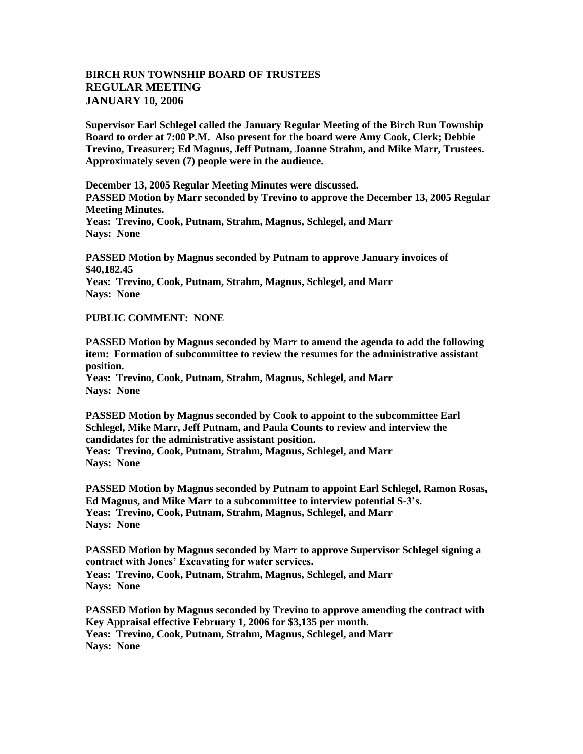**BIRCH RUN TOWNSHIP BOARD OF TRUSTEES**
**REGULAR MEETING**
**JANUARY 10, 2006**

**Supervisor Earl Schlegel called the January Regular Meeting of the Birch Run Township Board to order at 7:00 P.M. Also present for the board were Amy Cook, Clerk; Debbie Trevino, Treasurer; Ed Magnus, Jeff Putnam, Joanne Strahm, and Mike Marr, Trustees. Approximately seven (7) people were in the audience.**

**December 13, 2005 Regular Meeting Minutes were discussed.**
**PASSED Motion by Marr seconded by Trevino to approve the December 13, 2005 Regular Meeting Minutes.**
**Yeas: Trevino, Cook, Putnam, Strahm, Magnus, Schlegel, and Marr**
**Nays: None**

**PASSED Motion by Magnus seconded by Putnam to approve January invoices of $40,182.45**
**Yeas: Trevino, Cook, Putnam, Strahm, Magnus, Schlegel, and Marr**
**Nays: None**

**PUBLIC COMMENT: NONE**

**PASSED Motion by Magnus seconded by Marr to amend the agenda to add the following item: Formation of subcommittee to review the resumes for the administrative assistant position.**
**Yeas: Trevino, Cook, Putnam, Strahm, Magnus, Schlegel, and Marr**
**Nays: None**

**PASSED Motion by Magnus seconded by Cook to appoint to the subcommittee Earl Schlegel, Mike Marr, Jeff Putnam, and Paula Counts to review and interview the candidates for the administrative assistant position.**
**Yeas: Trevino, Cook, Putnam, Strahm, Magnus, Schlegel, and Marr**
**Nays: None**

**PASSED Motion by Magnus seconded by Putnam to appoint Earl Schlegel, Ramon Rosas, Ed Magnus, and Mike Marr to a subcommittee to interview potential S-3's.**
**Yeas: Trevino, Cook, Putnam, Strahm, Magnus, Schlegel, and Marr**
**Nays: None**

**PASSED Motion by Magnus seconded by Marr to approve Supervisor Schlegel signing a contract with Jones' Excavating for water services.**
**Yeas: Trevino, Cook, Putnam, Strahm, Magnus, Schlegel, and Marr**
**Nays: None**

**PASSED Motion by Magnus seconded by Trevino to approve amending the contract with Key Appraisal effective February 1, 2006 for $3,135 per month.**
**Yeas: Trevino, Cook, Putnam, Strahm, Magnus, Schlegel, and Marr**
**Nays: None**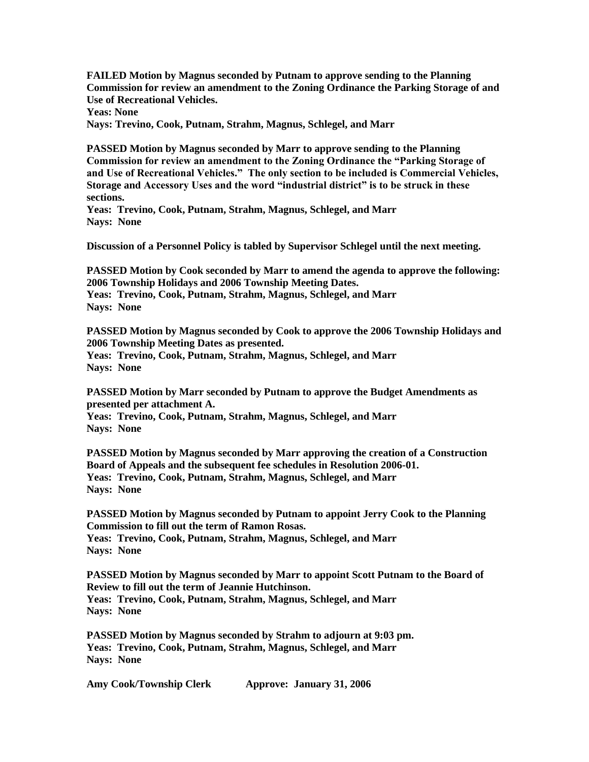**FAILED Motion by Magnus seconded by Putnam to approve sending to the Planning Commission for review an amendment to the Zoning Ordinance the Parking Storage of and Use of Recreational Vehicles.**
**Yeas: None**
**Nays: Trevino, Cook, Putnam, Strahm, Magnus, Schlegel, and Marr**

**PASSED Motion by Magnus seconded by Marr to approve sending to the Planning Commission for review an amendment to the Zoning Ordinance the "Parking Storage of and Use of Recreational Vehicles." The only section to be included is Commercial Vehicles, Storage and Accessory Uses and the word "industrial district" is to be struck in these sections.**
**Yeas: Trevino, Cook, Putnam, Strahm, Magnus, Schlegel, and Marr**
**Nays: None**

**Discussion of a Personnel Policy is tabled by Supervisor Schlegel until the next meeting.**

**PASSED Motion by Cook seconded by Marr to amend the agenda to approve the following: 2006 Township Holidays and 2006 Township Meeting Dates.**
**Yeas: Trevino, Cook, Putnam, Strahm, Magnus, Schlegel, and Marr**
**Nays: None**

**PASSED Motion by Magnus seconded by Cook to approve the 2006 Township Holidays and 2006 Township Meeting Dates as presented.**
**Yeas: Trevino, Cook, Putnam, Strahm, Magnus, Schlegel, and Marr**
**Nays: None**

**PASSED Motion by Marr seconded by Putnam to approve the Budget Amendments as presented per attachment A.**
**Yeas: Trevino, Cook, Putnam, Strahm, Magnus, Schlegel, and Marr**
**Nays: None**

**PASSED Motion by Magnus seconded by Marr approving the creation of a Construction Board of Appeals and the subsequent fee schedules in Resolution 2006-01.**
**Yeas: Trevino, Cook, Putnam, Strahm, Magnus, Schlegel, and Marr**
**Nays: None**

**PASSED Motion by Magnus seconded by Putnam to appoint Jerry Cook to the Planning Commission to fill out the term of Ramon Rosas.**
**Yeas: Trevino, Cook, Putnam, Strahm, Magnus, Schlegel, and Marr**
**Nays: None**

**PASSED Motion by Magnus seconded by Marr to appoint Scott Putnam to the Board of Review to fill out the term of Jeannie Hutchinson.**
**Yeas: Trevino, Cook, Putnam, Strahm, Magnus, Schlegel, and Marr**
**Nays: None**

**PASSED Motion by Magnus seconded by Strahm to adjourn at 9:03 pm.**
**Yeas: Trevino, Cook, Putnam, Strahm, Magnus, Schlegel, and Marr**
**Nays: None**

**Amy Cook/Township Clerk Approve: January 31, 2006**